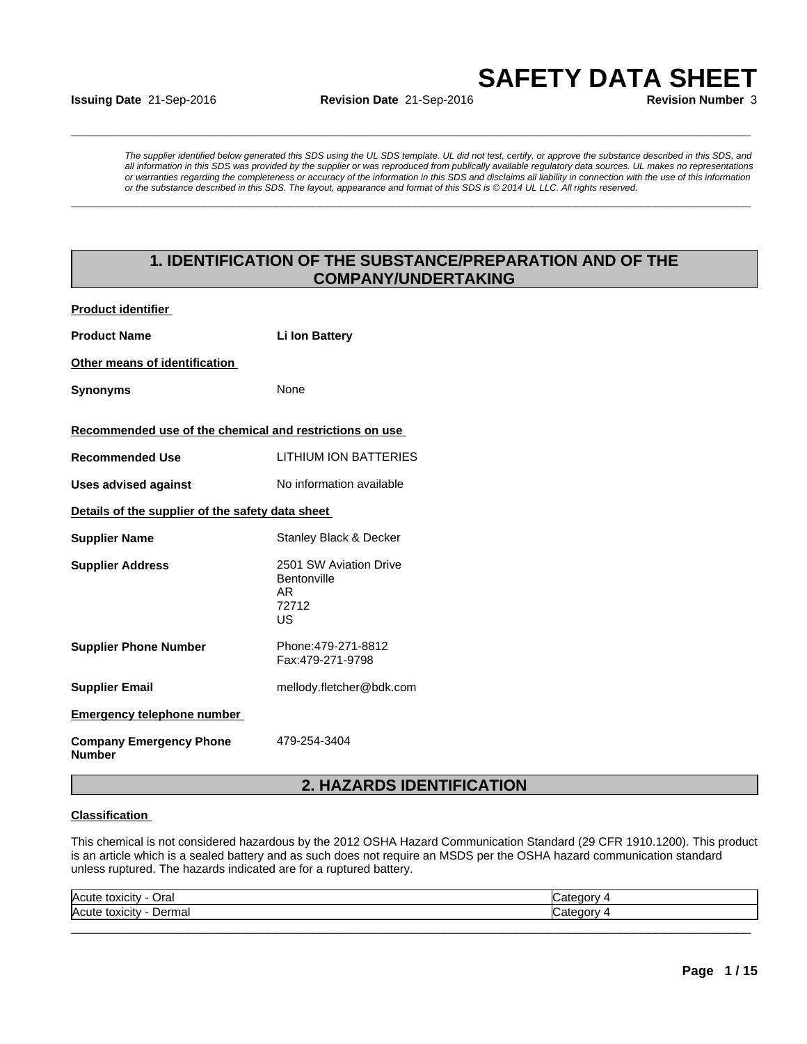# SAFETY DATA SHEET

**Issuing Date** 21-Sep-2016 **Revision Date** 21-Sep-2016 **Revision Number** 3

*The supplier identified below generated this SDS using the UL SDS template. UL did not test, certify, or approve the substance described in this SDS, and all information in this SDS was provided by the supplier or was reproduced from publically available regulatory data sources. UL makes no representations or warranties regarding the completeness or accuracy of the information in this SDS and disclaims all liability in connection with the use of this information or the substance described in this SDS. The layout, appearance and format of this SDS is © 2014 UL LLC. All rights reserved.*

## 1. IDENTIFICATION OF THE SUBSTANCE/PREPARATION AND OF THE COMPANY/UNDERTAKING

**Product identifier**

**Product Name** **Li Ion Battery**

**Other means of identification**

**Synonyms** None

**Recommended use of the chemical and restrictions on use**

**Recommended Use** LITHIUM ION BATTERIES

**Uses advised against** No information available

**Details of the supplier of the safety data sheet**

**Supplier Name** Stanley Black & Decker

**Supplier Address** 2501 SW Aviation Drive
Bentonville
AR
72712
US

**Supplier Phone Number** Phone:479-271-8812
Fax:479-271-9798

**Supplier Email** mellody.fletcher@bdk.com

**Emergency telephone number**

**Company Emergency Phone Number** 479-254-3404

## 2. HAZARDS IDENTIFICATION

**Classification**

This chemical is not considered hazardous by the 2012 OSHA Hazard Communication Standard (29 CFR 1910.1200). This product is an article which is a sealed battery and as such does not require an MSDS per the OSHA hazard communication standard unless ruptured. The hazards indicated are for a ruptured battery.

| | |
|---|---|
| Acute toxicity - Oral | Category 4 |
| Acute toxicity - Dermal | Category 4 |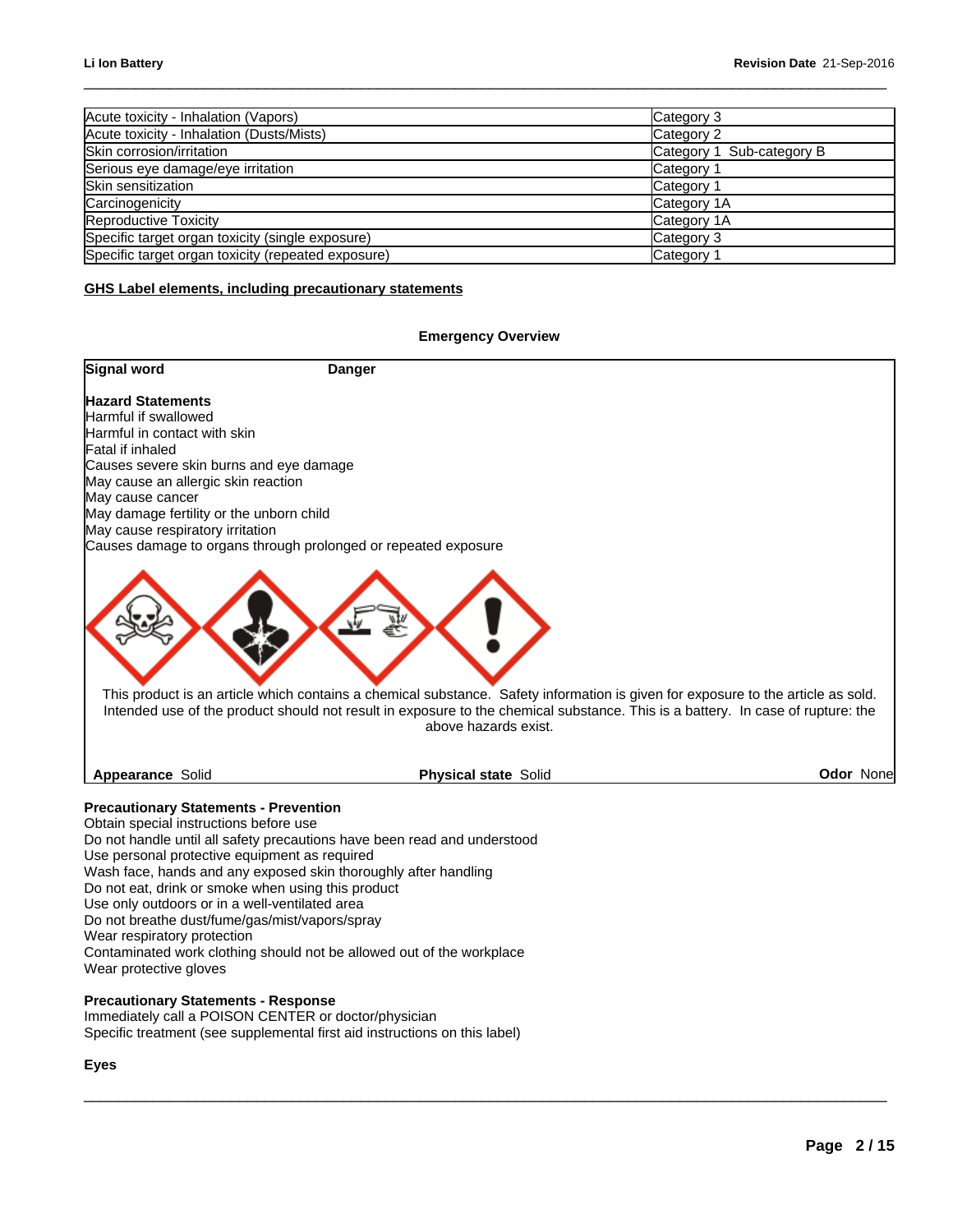| Acute toxicity - Inhalation (Vapors) | Category 3 |
| --- | --- |
| Acute toxicity - Inhalation (Dusts/Mists) | Category 2 |
| Skin corrosion/irritation | Category 1 Sub-category B |
| Serious eye damage/eye irritation | Category 1 |
| Skin sensitization | Category 1 |
| Carcinogenicity | Category 1A |
| Reproductive Toxicity | Category 1A |
| Specific target organ toxicity (single exposure) | Category 3 |
| Specific target organ toxicity (repeated exposure) | Category 1 |

## GHS Label elements, including precautionary statements

### Emergency Overview

**Signal word** **Danger**

**Hazard Statements**
Harmful if swallowed
Harmful in contact with skin
Fatal if inhaled
Causes severe skin burns and eye damage
May cause an allergic skin reaction
May cause cancer
May damage fertility or the unborn child
May cause respiratory irritation
Causes damage to organs through prolonged or repeated exposure

This product is an article which contains a chemical substance. Safety information is given for exposure to the article as sold. Intended use of the product should not result in exposure to the chemical substance. This is a battery. In case of rupture: the above hazards exist.

**Appearance** Solid **Physical state** Solid **Odor** None

**Precautionary Statements - Prevention**
Obtain special instructions before use
Do not handle until all safety precautions have been read and understood
Use personal protective equipment as required
Wash face, hands and any exposed skin thoroughly after handling
Do not eat, drink or smoke when using this product
Use only outdoors or in a well-ventilated area
Do not breathe dust/fume/gas/mist/vapors/spray
Wear respiratory protection
Contaminated work clothing should not be allowed out of the workplace
Wear protective gloves

**Precautionary Statements - Response**
Immediately call a POISON CENTER or doctor/physician
Specific treatment (see supplemental first aid instructions on this label)

**Eyes**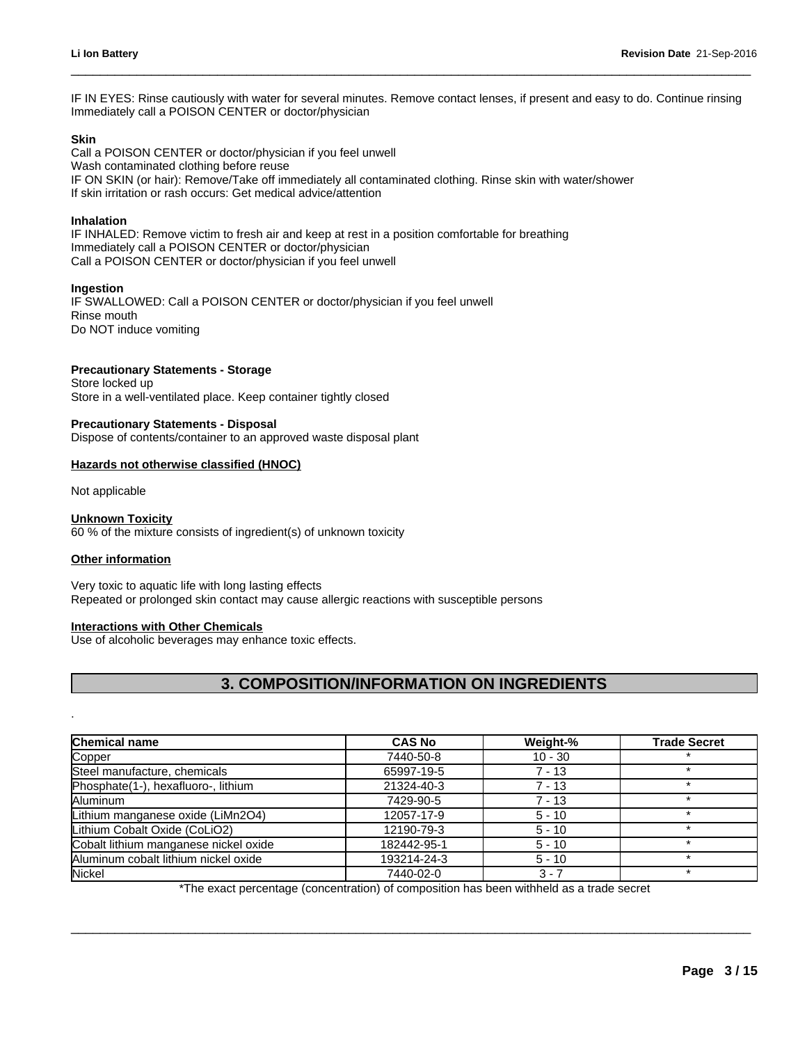IF IN EYES: Rinse cautiously with water for several minutes. Remove contact lenses, if present and easy to do. Continue rinsing
Immediately call a POISON CENTER or doctor/physician

**Skin**
Call a POISON CENTER or doctor/physician if you feel unwell
Wash contaminated clothing before reuse
IF ON SKIN (or hair): Remove/Take off immediately all contaminated clothing. Rinse skin with water/shower
If skin irritation or rash occurs: Get medical advice/attention

**Inhalation**
IF INHALED: Remove victim to fresh air and keep at rest in a position comfortable for breathing
Immediately call a POISON CENTER or doctor/physician
Call a POISON CENTER or doctor/physician if you feel unwell

**Ingestion**
IF SWALLOWED: Call a POISON CENTER or doctor/physician if you feel unwell
Rinse mouth
Do NOT induce vomiting

**Precautionary Statements - Storage**
Store locked up
Store in a well-ventilated place. Keep container tightly closed

**Precautionary Statements - Disposal**
Dispose of contents/container to an approved waste disposal plant

**Hazards not otherwise classified (HNOC)**

Not applicable

**Unknown Toxicity**
60 % of the mixture consists of ingredient(s) of unknown toxicity

**Other information**

Very toxic to aquatic life with long lasting effects
Repeated or prolonged skin contact may cause allergic reactions with susceptible persons

**Interactions with Other Chemicals**
Use of alcoholic beverages may enhance toxic effects.

## 3. COMPOSITION/INFORMATION ON INGREDIENTS

.

| Chemical name | CAS No | Weight-% | Trade Secret |
|---|---|---|---|
| Copper | 7440-50-8 | 10 - 30 | * |
| Steel manufacture, chemicals | 65997-19-5 | 7 - 13 | * |
| Phosphate(1-), hexafluoro-, lithium | 21324-40-3 | 7 - 13 | * |
| Aluminum | 7429-90-5 | 7 - 13 | * |
| Lithium manganese oxide ($LiMn_2O_4$) | 12057-17-9 | 5 - 10 | * |
| Lithium Cobalt Oxide ($CoLiO_2$) | 12190-79-3 | 5 - 10 | * |
| Cobalt lithium manganese nickel oxide | 182442-95-1 | 5 - 10 | * |
| Aluminum cobalt lithium nickel oxide | 193214-24-3 | 5 - 10 | * |
| Nickel | 7440-02-0 | 3 - 7 | * |

*The exact percentage (concentration) of composition has been withheld as a trade secret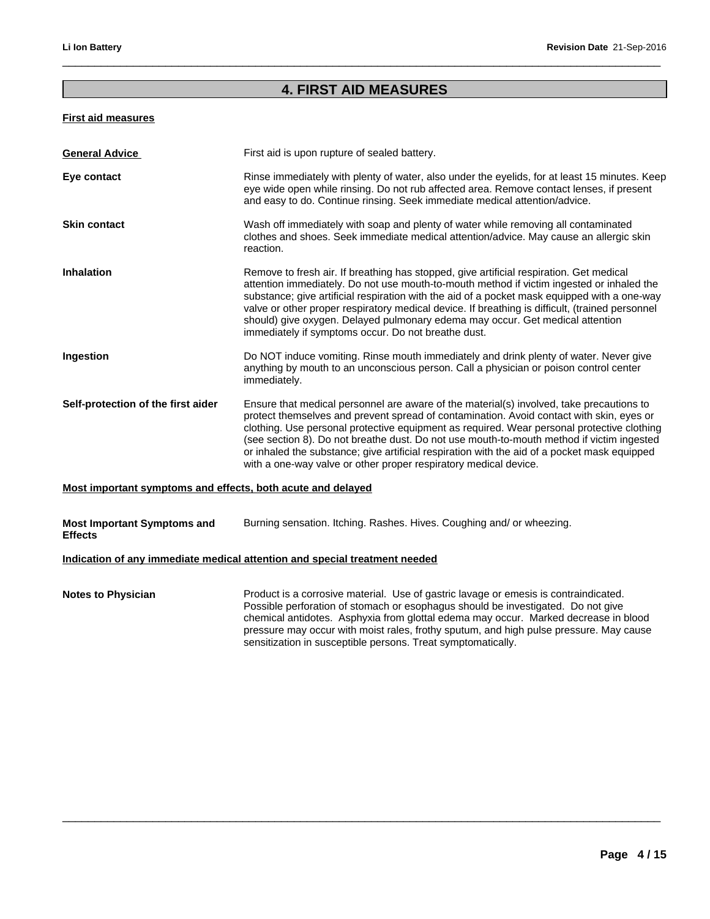## 4. FIRST AID MEASURES

### First aid measures

**General Advice** First aid is upon rupture of sealed battery.

**Eye contact** Rinse immediately with plenty of water, also under the eyelids, for at least 15 minutes. Keep eye wide open while rinsing. Do not rub affected area. Remove contact lenses, if present and easy to do. Continue rinsing. Seek immediate medical attention/advice.

**Skin contact** Wash off immediately with soap and plenty of water while removing all contaminated clothes and shoes. Seek immediate medical attention/advice. May cause an allergic skin reaction.

**Inhalation** Remove to fresh air. If breathing has stopped, give artificial respiration. Get medical attention immediately. Do not use mouth-to-mouth method if victim ingested or inhaled the substance; give artificial respiration with the aid of a pocket mask equipped with a one-way valve or other proper respiratory medical device. If breathing is difficult, (trained personnel should) give oxygen. Delayed pulmonary edema may occur. Get medical attention immediately if symptoms occur. Do not breathe dust.

**Ingestion** Do NOT induce vomiting. Rinse mouth immediately and drink plenty of water. Never give anything by mouth to an unconscious person. Call a physician or poison control center immediately.

**Self-protection of the first aider** Ensure that medical personnel are aware of the material(s) involved, take precautions to protect themselves and prevent spread of contamination. Avoid contact with skin, eyes or clothing. Use personal protective equipment as required. Wear personal protective clothing (see section 8). Do not breathe dust. Do not use mouth-to-mouth method if victim ingested or inhaled the substance; give artificial respiration with the aid of a pocket mask equipped with a one-way valve or other proper respiratory medical device.

### Most important symptoms and effects, both acute and delayed

**Most Important Symptoms and Effects** Burning sensation. Itching. Rashes. Hives. Coughing and/ or wheezing.

### Indication of any immediate medical attention and special treatment needed

**Notes to Physician** Product is a corrosive material. Use of gastric lavage or emesis is contraindicated. Possible perforation of stomach or esophagus should be investigated. Do not give chemical antidotes. Asphyxia from glottal edema may occur. Marked decrease in blood pressure may occur with moist rales, frothy sputum, and high pulse pressure. May cause sensitization in susceptible persons. Treat symptomatically.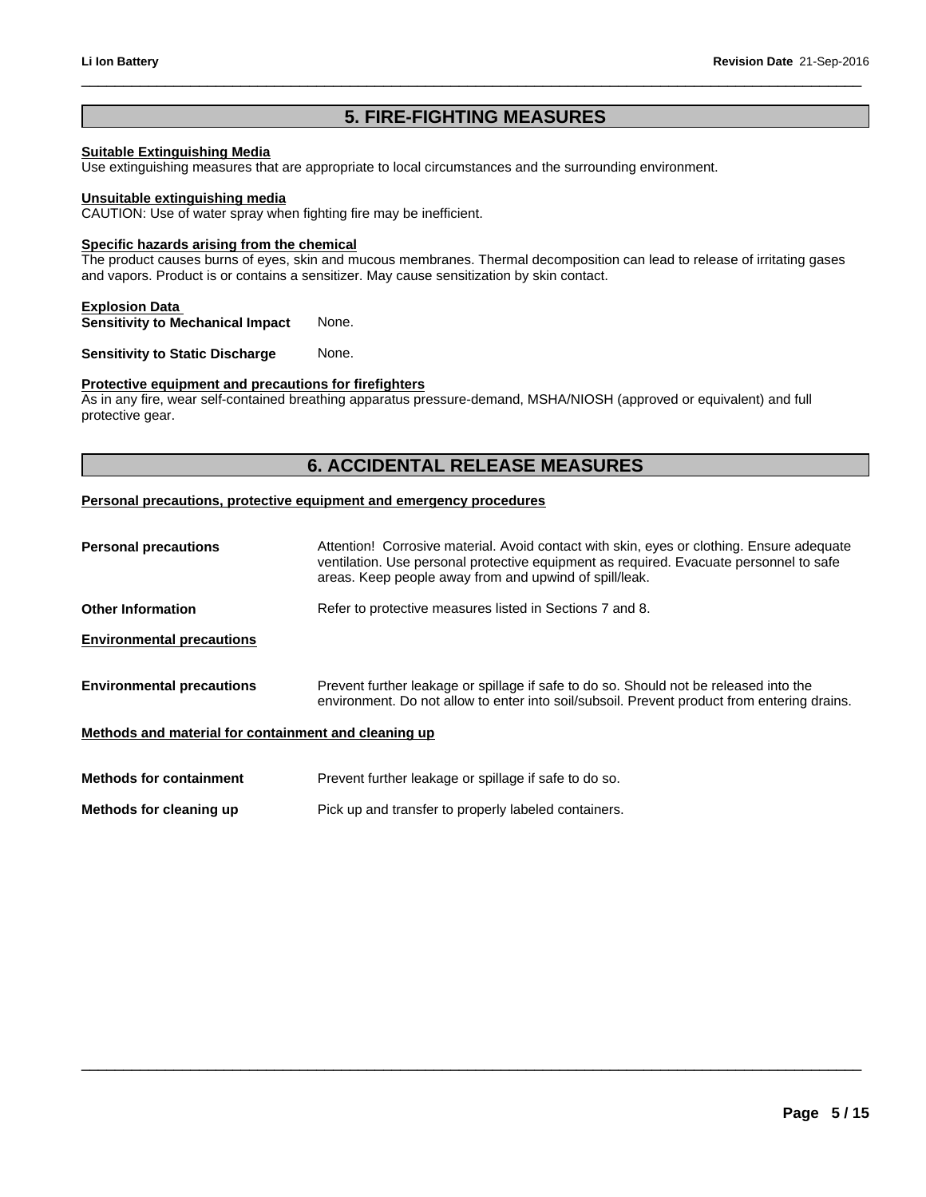## 5. FIRE-FIGHTING MEASURES

**Suitable Extinguishing Media**
Use extinguishing measures that are appropriate to local circumstances and the surrounding environment.

**Unsuitable extinguishing media**
CAUTION: Use of water spray when fighting fire may be inefficient.

**Specific hazards arising from the chemical**
The product causes burns of eyes, skin and mucous membranes. Thermal decomposition can lead to release of irritating gases and vapors. Product is or contains a sensitizer. May cause sensitization by skin contact.

**Explosion Data**

**Sensitivity to Mechanical Impact** None.

**Sensitivity to Static Discharge** None.

**Protective equipment and precautions for firefighters**
As in any fire, wear self-contained breathing apparatus pressure-demand, MSHA/NIOSH (approved or equivalent) and full protective gear.

## 6. ACCIDENTAL RELEASE MEASURES

**Personal precautions, protective equipment and emergency procedures**

**Personal precautions** Attention! Corrosive material. Avoid contact with skin, eyes or clothing. Ensure adequate ventilation. Use personal protective equipment as required. Evacuate personnel to safe areas. Keep people away from and upwind of spill/leak.

**Other Information** Refer to protective measures listed in Sections 7 and 8.

**Environmental precautions**

**Environmental precautions** Prevent further leakage or spillage if safe to do so. Should not be released into the environment. Do not allow to enter into soil/subsoil. Prevent product from entering drains.

**Methods and material for containment and cleaning up**

**Methods for containment** Prevent further leakage or spillage if safe to do so.

**Methods for cleaning up** Pick up and transfer to properly labeled containers.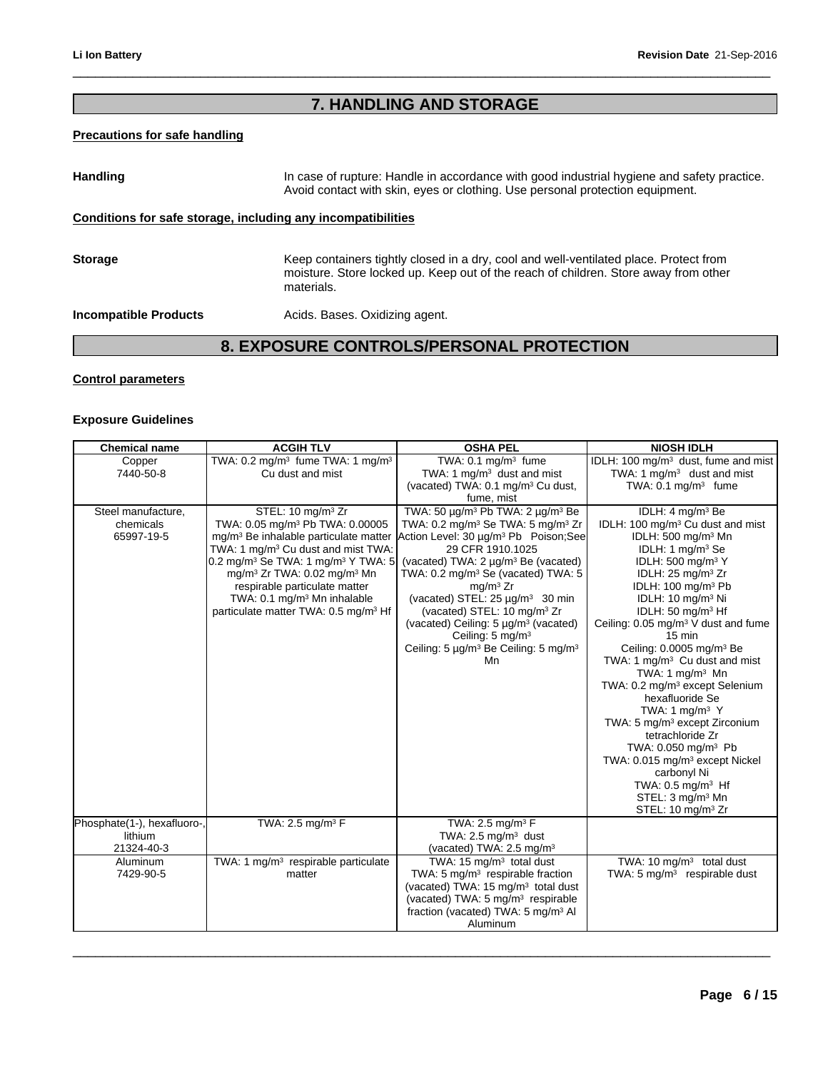## 7. HANDLING AND STORAGE

**Precautions for safe handling**

**Handling** In case of rupture: Handle in accordance with good industrial hygiene and safety practice. Avoid contact with skin, eyes or clothing. Use personal protection equipment.

**Conditions for safe storage, including any incompatibilities**

**Storage** Keep containers tightly closed in a dry, cool and well-ventilated place. Protect from moisture. Store locked up. Keep out of the reach of children. Store away from other materials.

**Incompatible Products** Acids. Bases. Oxidizing agent.

## 8. EXPOSURE CONTROLS/PERSONAL PROTECTION

**Control parameters**

**Exposure Guidelines**

| Chemical name | ACGIH TLV | OSHA PEL | NIOSH IDLH |
|---|---|---|---|
| Copper 7440-50-8 | TWA: 0.2 mg/m³ fume TWA: 1 mg/m³ Cu dust and mist | TWA: 0.1 mg/m³ fume TWA: 1 mg/m³ dust and mist (vacated) TWA: 0.1 mg/m³ Cu dust, fume, mist | IDLH: 100 mg/m³ dust, fume and mist TWA: 1 mg/m³ dust and mist TWA: 0.1 mg/m³ fume |
| Steel manufacture, chemicals 65997-19-5 | STEL: 10 mg/m³ Zr TWA: 0.05 mg/m³ Pb TWA: 0.00005 mg/m³ Be inhalable particulate matter TWA: 1 mg/m³ Cu dust and mist TWA: 0.2 mg/m³ Se TWA: 1 mg/m³ Y TWA: 5 mg/m³ Zr TWA: 0.02 mg/m³ Mn respirable particulate matter TWA: 0.1 mg/m³ Mn inhalable particulate matter TWA: 0.5 mg/m³ Hf | TWA: 50 µg/m³ Pb TWA: 2 µg/m³ Be TWA: 0.2 mg/m³ Se TWA: 5 mg/m³ Zr Action Level: 30 µg/m³ Pb Poison;See 29 CFR 1910.1025 (vacated) TWA: 2 µg/m³ Be (vacated) TWA: 0.2 mg/m³ Se (vacated) TWA: 5 mg/m³ Zr (vacated) STEL: 25 µg/m³ 30 min (vacated) STEL: 10 mg/m³ Zr (vacated) Ceiling: 5 µg/m³ (vacated) Ceiling: 5 mg/m³ Ceiling: 5 µg/m³ Be Ceiling: 5 mg/m³ Mn | IDLH: 4 mg/m³ Be IDLH: 100 mg/m³ Cu dust and mist IDLH: 500 mg/m³ Mn IDLH: 1 mg/m³ Se IDLH: 500 mg/m³ Y IDLH: 25 mg/m³ Zr IDLH: 100 mg/m³ Pb IDLH: 10 mg/m³ Ni IDLH: 50 mg/m³ Hf Ceiling: 0.05 mg/m³ V dust and fume 15 min Ceiling: 0.0005 mg/m³ Be TWA: 1 mg/m³ Cu dust and mist TWA: 1 mg/m³ Mn TWA: 0.2 mg/m³ except Selenium hexafluoride Se TWA: 1 mg/m³ Y TWA: 5 mg/m³ except Zirconium tetrachloride Zr TWA: 0.050 mg/m³ Pb TWA: 0.015 mg/m³ except Nickel carbonyl Ni TWA: 0.5 mg/m³ Hf STEL: 3 mg/m³ Mn STEL: 10 mg/m³ Zr |
| Phosphate(1-), hexafluoro-, lithium 21324-40-3 | TWA: 2.5 mg/m³ F | TWA: 2.5 mg/m³ F TWA: 2.5 mg/m³ dust (vacated) TWA: 2.5 mg/m³ | |
| Aluminum 7429-90-5 | TWA: 1 mg/m³ respirable particulate matter | TWA: 15 mg/m³ total dust TWA: 5 mg/m³ respirable fraction (vacated) TWA: 15 mg/m³ total dust (vacated) TWA: 5 mg/m³ respirable fraction (vacated) TWA: 5 mg/m³ Al Aluminum | TWA: 10 mg/m³ total dust TWA: 5 mg/m³ respirable dust |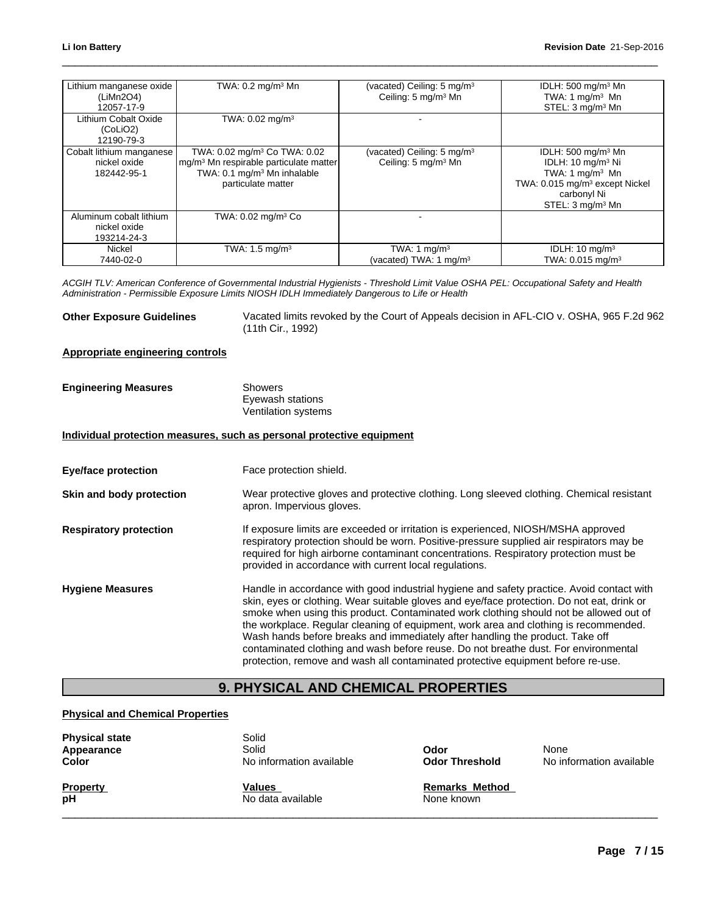| Lithium manganese oxide (LiMn2O4) 12057-17-9 | TWA: 0.2 mg/m³ Mn | (vacated) Ceiling: 5 mg/m³ Ceiling: 5 mg/m³ Mn | IDLH: 500 mg/m³ Mn TWA: 1 mg/m³ Mn STEL: 3 mg/m³ Mn |
|---|---|---|---|
| Lithium Cobalt Oxide (CoLiO2) 12190-79-3 | TWA: 0.02 mg/m³ | - | |
| Cobalt lithium manganese nickel oxide 182442-95-1 | TWA: 0.02 mg/m³ Co TWA: 0.02 mg/m³ Mn respirable particulate matter TWA: 0.1 mg/m³ Mn inhalable particulate matter | (vacated) Ceiling: 5 mg/m³ Ceiling: 5 mg/m³ Mn | IDLH: 500 mg/m³ Mn IDLH: 10 mg/m³ Ni TWA: 1 mg/m³ Mn TWA: 0.015 mg/m³ except Nickel carbonyl Ni STEL: 3 mg/m³ Mn |
| Aluminum cobalt lithium nickel oxide 193214-24-3 | TWA: 0.02 mg/m³ Co | - | |
| Nickel 7440-02-0 | TWA: 1.5 mg/m³ | TWA: 1 mg/m³ (vacated) TWA: 1 mg/m³ | IDLH: 10 mg/m³ TWA: 0.015 mg/m³ |

*ACGIH TLV: American Conference of Governmental Industrial Hygienists - Threshold Limit Value OSHA PEL: Occupational Safety and Health Administration - Permissible Exposure Limits NIOSH IDLH Immediately Dangerous to Life or Health*

**Other Exposure Guidelines** Vacated limits revoked by the Court of Appeals decision in AFL-CIO v. OSHA, 965 F.2d 962 (11th Cir., 1992)

**Appropriate engineering controls**

**Engineering Measures** Showers
Eyewash stations
Ventilation systems

**Individual protection measures, such as personal protective equipment**

**Eye/face protection** Face protection shield.

**Skin and body protection** Wear protective gloves and protective clothing. Long sleeved clothing. Chemical resistant apron. Impervious gloves.

**Respiratory protection** If exposure limits are exceeded or irritation is experienced, NIOSH/MSHA approved respiratory protection should be worn. Positive-pressure supplied air respirators may be required for high airborne contaminant concentrations. Respiratory protection must be provided in accordance with current local regulations.

**Hygiene Measures** Handle in accordance with good industrial hygiene and safety practice. Avoid contact with skin, eyes or clothing. Wear suitable gloves and eye/face protection. Do not eat, drink or smoke when using this product. Contaminated work clothing should not be allowed out of the workplace. Regular cleaning of equipment, work area and clothing is recommended. Wash hands before breaks and immediately after handling the product. Take off contaminated clothing and wash before reuse. Do not breathe dust. For environmental protection, remove and wash all contaminated protective equipment before re-use.

## 9. PHYSICAL AND CHEMICAL PROPERTIES

**Physical and Chemical Properties**

| | | | |
|---|---|---|---|
| **Physical state** | Solid | | |
| **Appearance** | Solid | **Odor** | None |
| **Color** | No information available | **Odor Threshold** | No information available |

| **Property** | **Values** | **Remarks Method** |
|---|---|---|
| **pH** | No data available | None known |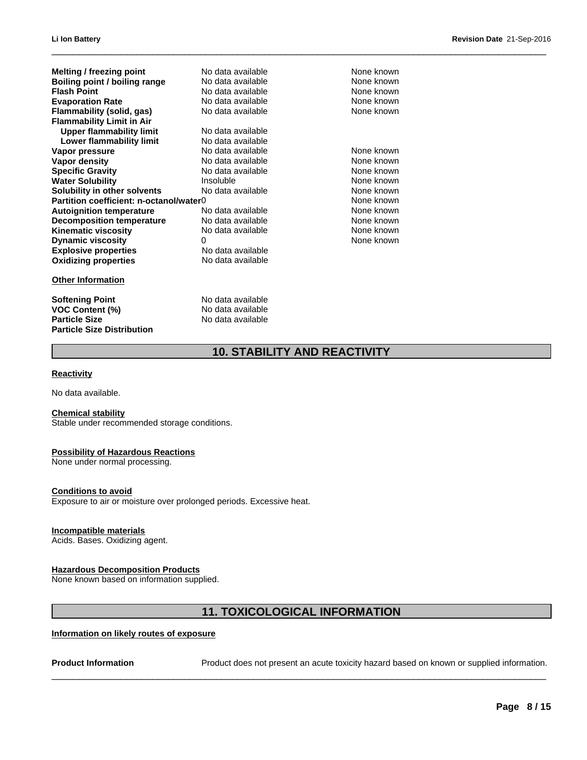| Property | Value | Remarks |
|---|---|---|
| **Melting / freezing point** | No data available | None known |
| **Boiling point / boiling range** | No data available | None known |
| **Flash Point** | No data available | None known |
| **Evaporation Rate** | No data available | None known |
| **Flammability (solid, gas)** | No data available | None known |
| **Flammability Limit in Air** | | |
| **Upper flammability limit** | No data available | |
| **Lower flammability limit** | No data available | |
| **Vapor pressure** | No data available | None known |
| **Vapor density** | No data available | None known |
| **Specific Gravity** | No data available | None known |
| **Water Solubility** | Insoluble | None known |
| **Solubility in other solvents** | No data available | None known |
| **Partition coefficient: n-octanol/water** | 0 | None known |
| **Autoignition temperature** | No data available | None known |
| **Decomposition temperature** | No data available | None known |
| **Kinematic viscosity** | No data available | None known |
| **Dynamic viscosity** | 0 | None known |
| **Explosive properties** | No data available | |
| **Oxidizing properties** | No data available | |

**Other Information**

| Property | Value |
|---|---|
| **Softening Point** | No data available |
| **VOC Content (%)** | No data available |
| **Particle Size** | No data available |
| **Particle Size Distribution** | |

## 10. STABILITY AND REACTIVITY

**Reactivity**

No data available.

**Chemical stability**

Stable under recommended storage conditions.

**Possibility of Hazardous Reactions**

None under normal processing.

**Conditions to avoid**

Exposure to air or moisture over prolonged periods. Excessive heat.

**Incompatible materials**

Acids. Bases. Oxidizing agent.

**Hazardous Decomposition Products**

None known based on information supplied.

## 11. TOXICOLOGICAL INFORMATION

**Information on likely routes of exposure**

**Product Information** Product does not present an acute toxicity hazard based on known or supplied information.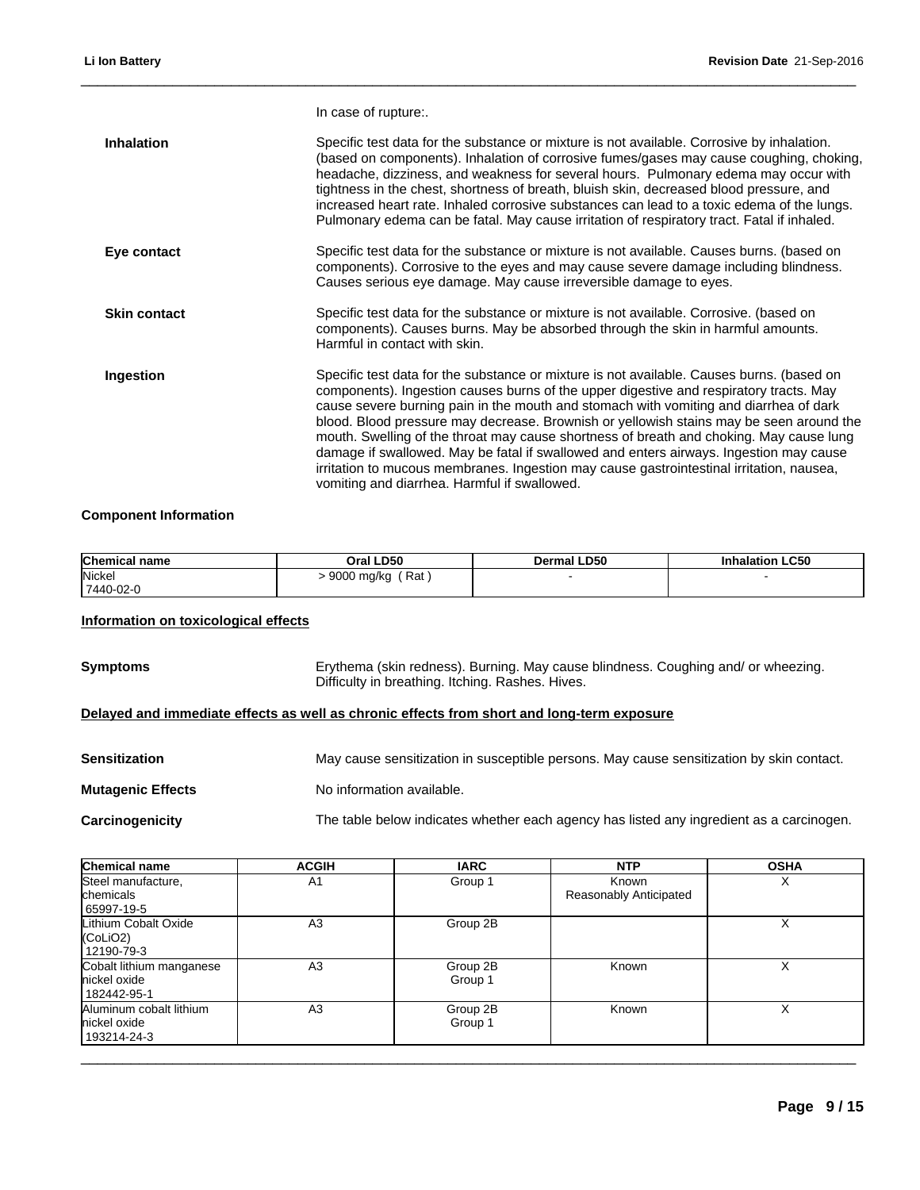In case of rupture:.

**Inhalation** Specific test data for the substance or mixture is not available. Corrosive by inhalation. (based on components). Inhalation of corrosive fumes/gases may cause coughing, choking, headache, dizziness, and weakness for several hours. Pulmonary edema may occur with tightness in the chest, shortness of breath, bluish skin, decreased blood pressure, and increased heart rate. Inhaled corrosive substances can lead to a toxic edema of the lungs. Pulmonary edema can be fatal. May cause irritation of respiratory tract. Fatal if inhaled.

**Eye contact** Specific test data for the substance or mixture is not available. Causes burns. (based on components). Corrosive to the eyes and may cause severe damage including blindness. Causes serious eye damage. May cause irreversible damage to eyes.

**Skin contact** Specific test data for the substance or mixture is not available. Corrosive. (based on components). Causes burns. May be absorbed through the skin in harmful amounts. Harmful in contact with skin.

**Ingestion** Specific test data for the substance or mixture is not available. Causes burns. (based on components). Ingestion causes burns of the upper digestive and respiratory tracts. May cause severe burning pain in the mouth and stomach with vomiting and diarrhea of dark blood. Blood pressure may decrease. Brownish or yellowish stains may be seen around the mouth. Swelling of the throat may cause shortness of breath and choking. May cause lung damage if swallowed. May be fatal if swallowed and enters airways. Ingestion may cause irritation to mucous membranes. Ingestion may cause gastrointestinal irritation, nausea, vomiting and diarrhea. Harmful if swallowed.

**Component Information**

| Chemical name | Oral LD50 | Dermal LD50 | Inhalation LC50 |
|---|---|---|---|
| Nickel<br>7440-02-0 | > 9000 mg/kg ( Rat ) | - | - |

**Information on toxicological effects**

**Symptoms** Erythema (skin redness). Burning. May cause blindness. Coughing and/ or wheezing. Difficulty in breathing. Itching. Rashes. Hives.

**Delayed and immediate effects as well as chronic effects from short and long-term exposure**

**Sensitization** May cause sensitization in susceptible persons. May cause sensitization by skin contact.

**Mutagenic Effects** No information available.

**Carcinogenicity** The table below indicates whether each agency has listed any ingredient as a carcinogen.

| Chemical name | ACGIH | IARC | NTP | OSHA |
|---|---|---|---|---|
| Steel manufacture, chemicals<br>65997-19-5 | A1 | Group 1 | Known<br>Reasonably Anticipated | X |
| Lithium Cobalt Oxide ($CoLiO_2$)<br>12190-79-3 | A3 | Group 2B | | X |
| Cobalt lithium manganese nickel oxide<br>182442-95-1 | A3 | Group 2B<br>Group 1 | Known | X |
| Aluminum cobalt lithium nickel oxide<br>193214-24-3 | A3 | Group 2B<br>Group 1 | Known | X |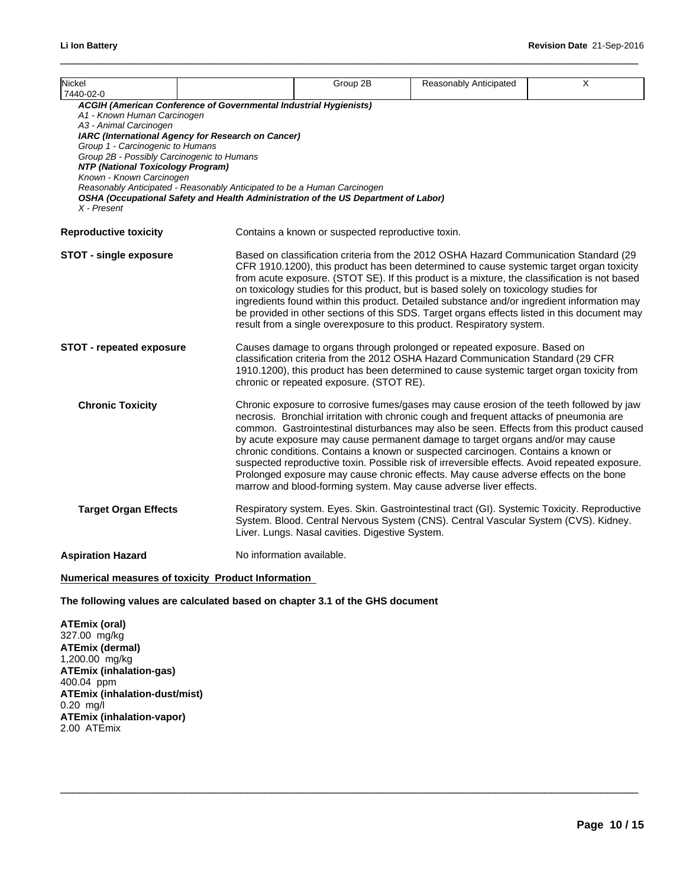| Nickel<br>7440-02-0 | | Group 2B | Reasonably Anticipated | X |
|---|---|---|---|---|

***ACGIH (American Conference of Governmental Industrial Hygienists)***
*A1 - Known Human Carcinogen*
*A3 - Animal Carcinogen*
***IARC (International Agency for Research on Cancer)***
*Group 1 - Carcinogenic to Humans*
*Group 2B - Possibly Carcinogenic to Humans*
***NTP (National Toxicology Program)***
*Known - Known Carcinogen*
*Reasonably Anticipated - Reasonably Anticipated to be a Human Carcinogen*
***OSHA (Occupational Safety and Health Administration of the US Department of Labor)***
*X - Present*

**Reproductive toxicity** Contains a known or suspected reproductive toxin.

**STOT - single exposure** Based on classification criteria from the 2012 OSHA Hazard Communication Standard (29 CFR 1910.1200), this product has been determined to cause systemic target organ toxicity from acute exposure. (STOT SE). If this product is a mixture, the classification is not based on toxicology studies for this product, but is based solely on toxicology studies for ingredients found within this product. Detailed substance and/or ingredient information may be provided in other sections of this SDS. Target organs effects listed in this document may result from a single overexposure to this product. Respiratory system.

**STOT - repeated exposure** Causes damage to organs through prolonged or repeated exposure. Based on classification criteria from the 2012 OSHA Hazard Communication Standard (29 CFR 1910.1200), this product has been determined to cause systemic target organ toxicity from chronic or repeated exposure. (STOT RE).

**Chronic Toxicity** Chronic exposure to corrosive fumes/gases may cause erosion of the teeth followed by jaw necrosis. Bronchial irritation with chronic cough and frequent attacks of pneumonia are common. Gastrointestinal disturbances may also be seen. Effects from this product caused by acute exposure may cause permanent damage to target organs and/or may cause chronic conditions. Contains a known or suspected carcinogen. Contains a known or suspected reproductive toxin. Possible risk of irreversible effects. Avoid repeated exposure. Prolonged exposure may cause chronic effects. May cause adverse effects on the bone marrow and blood-forming system. May cause adverse liver effects.

**Target Organ Effects** Respiratory system. Eyes. Skin. Gastrointestinal tract (GI). Systemic Toxicity. Reproductive System. Blood. Central Nervous System (CNS). Central Vascular System (CVS). Kidney. Liver. Lungs. Nasal cavities. Digestive System.

**Aspiration Hazard** No information available.

**Numerical measures of toxicity Product Information**

**The following values are calculated based on chapter 3.1 of the GHS document**

**ATEmix (oral)**
327.00 mg/kg
**ATEmix (dermal)**
1,200.00 mg/kg
**ATEmix (inhalation-gas)**
400.04 ppm
**ATEmix (inhalation-dust/mist)**
0.20 mg/l
**ATEmix (inhalation-vapor)**
2.00 ATEmix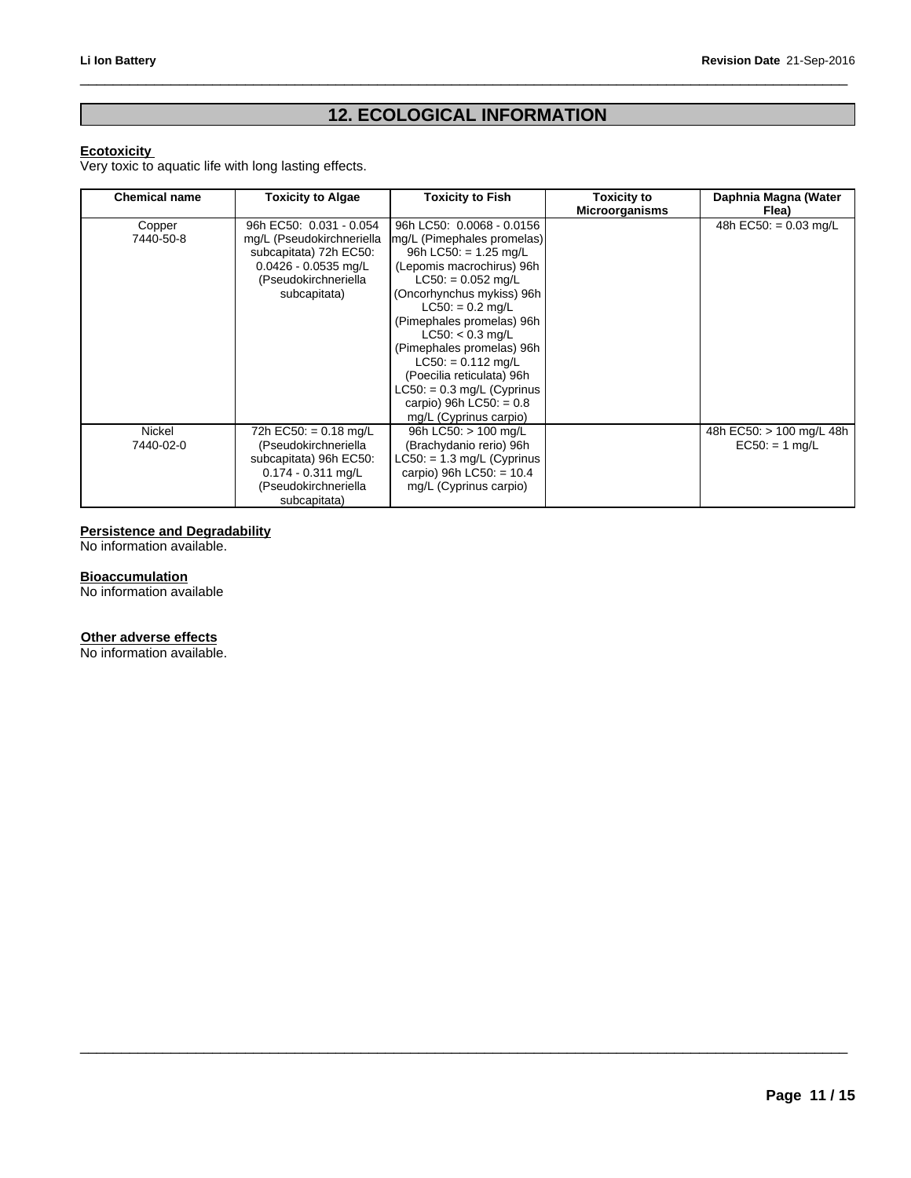## 12. ECOLOGICAL INFORMATION

**Ecotoxicity**

Very toxic to aquatic life with long lasting effects.

| Chemical name | Toxicity to Algae | Toxicity to Fish | Toxicity to Microorganisms | Daphnia Magna (Water Flea) |
|---|---|---|---|---|
| Copper 7440-50-8 | 96h EC50: 0.031 - 0.054 mg/L (Pseudokirchneriella subcapitata) 72h EC50: 0.0426 - 0.0535 mg/L (Pseudokirchneriella subcapitata) | 96h LC50: 0.0068 - 0.0156 mg/L (Pimephales promelas) 96h LC50: = 1.25 mg/L (Lepomis macrochirus) 96h LC50: = 0.052 mg/L (Oncorhynchus mykiss) 96h LC50: = 0.2 mg/L (Pimephales promelas) 96h LC50: < 0.3 mg/L (Pimephales promelas) 96h LC50: = 0.112 mg/L (Poecilia reticulata) 96h LC50: = 0.3 mg/L (Cyprinus carpio) 96h LC50: = 0.8 mg/L (Cyprinus carpio) | | 48h EC50: = 0.03 mg/L |
| Nickel 7440-02-0 | 72h EC50: = 0.18 mg/L (Pseudokirchneriella subcapitata) 96h EC50: 0.174 - 0.311 mg/L (Pseudokirchneriella subcapitata) | 96h LC50: > 100 mg/L (Brachydanio rerio) 96h LC50: = 1.3 mg/L (Cyprinus carpio) 96h LC50: = 10.4 mg/L (Cyprinus carpio) | | 48h EC50: > 100 mg/L 48h EC50: = 1 mg/L |

**Persistence and Degradability**

No information available.

**Bioaccumulation**

No information available

**Other adverse effects**

No information available.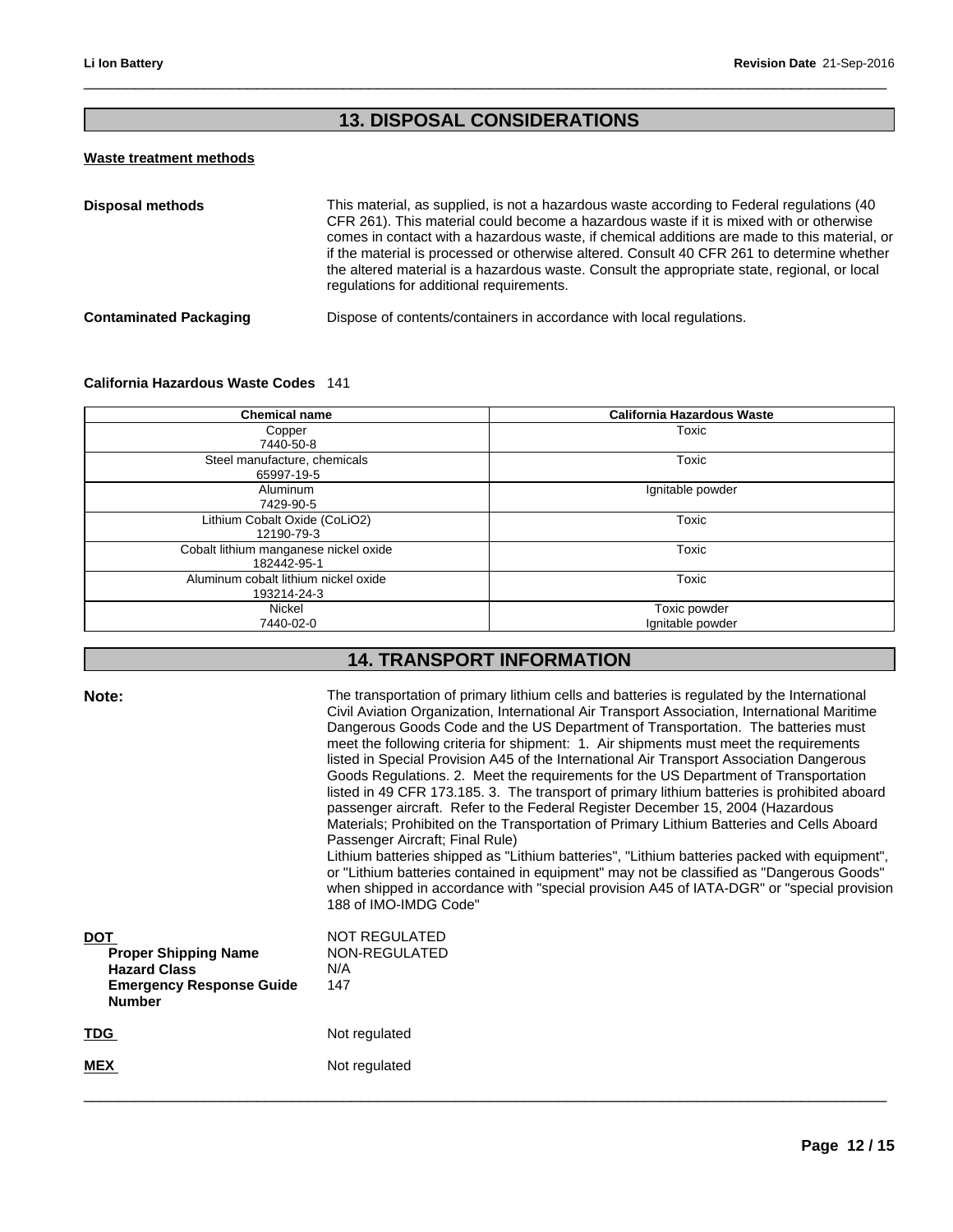## 13. DISPOSAL CONSIDERATIONS

**Waste treatment methods**

**Disposal methods**

This material, as supplied, is not a hazardous waste according to Federal regulations (40 CFR 261). This material could become a hazardous waste if it is mixed with or otherwise comes in contact with a hazardous waste, if chemical additions are made to this material, or if the material is processed or otherwise altered. Consult 40 CFR 261 to determine whether the altered material is a hazardous waste. Consult the appropriate state, regional, or local regulations for additional requirements.

**Contaminated Packaging**

Dispose of contents/containers in accordance with local regulations.

**California Hazardous Waste Codes** 141

| Chemical name | California Hazardous Waste |
|---|---|
| Copper<br>7440-50-8 | Toxic |
| Steel manufacture, chemicals<br>65997-19-5 | Toxic |
| Aluminum<br>7429-90-5 | Ignitable powder |
| Lithium Cobalt Oxide (CoLiO2)<br>12190-79-3 | Toxic |
| Cobalt lithium manganese nickel oxide<br>182442-95-1 | Toxic |
| Aluminum cobalt lithium nickel oxide<br>193214-24-3 | Toxic |
| Nickel<br>7440-02-0 | Toxic powder<br>Ignitable powder |

## 14. TRANSPORT INFORMATION

**Note:**

The transportation of primary lithium cells and batteries is regulated by the International Civil Aviation Organization, International Air Transport Association, International Maritime Dangerous Goods Code and the US Department of Transportation. The batteries must meet the following criteria for shipment: 1. Air shipments must meet the requirements listed in Special Provision A45 of the International Air Transport Association Dangerous Goods Regulations. 2. Meet the requirements for the US Department of Transportation listed in 49 CFR 173.185. 3. The transport of primary lithium batteries is prohibited aboard passenger aircraft. Refer to the Federal Register December 15, 2004 (Hazardous Materials; Prohibited on the Transportation of Primary Lithium Batteries and Cells Aboard Passenger Aircraft; Final Rule)
Lithium batteries shipped as "Lithium batteries", "Lithium batteries packed with equipment", or "Lithium batteries contained in equipment" may not be classified as "Dangerous Goods" when shipped in accordance with "special provision A45 of IATA-DGR" or "special provision 188 of IMO-IMDG Code"

**DOT** NOT REGULATED

**Proper Shipping Name** NON-REGULATED

**Hazard Class** N/A

**Emergency Response Guide Number** 147

**TDG** Not regulated

**MEX** Not regulated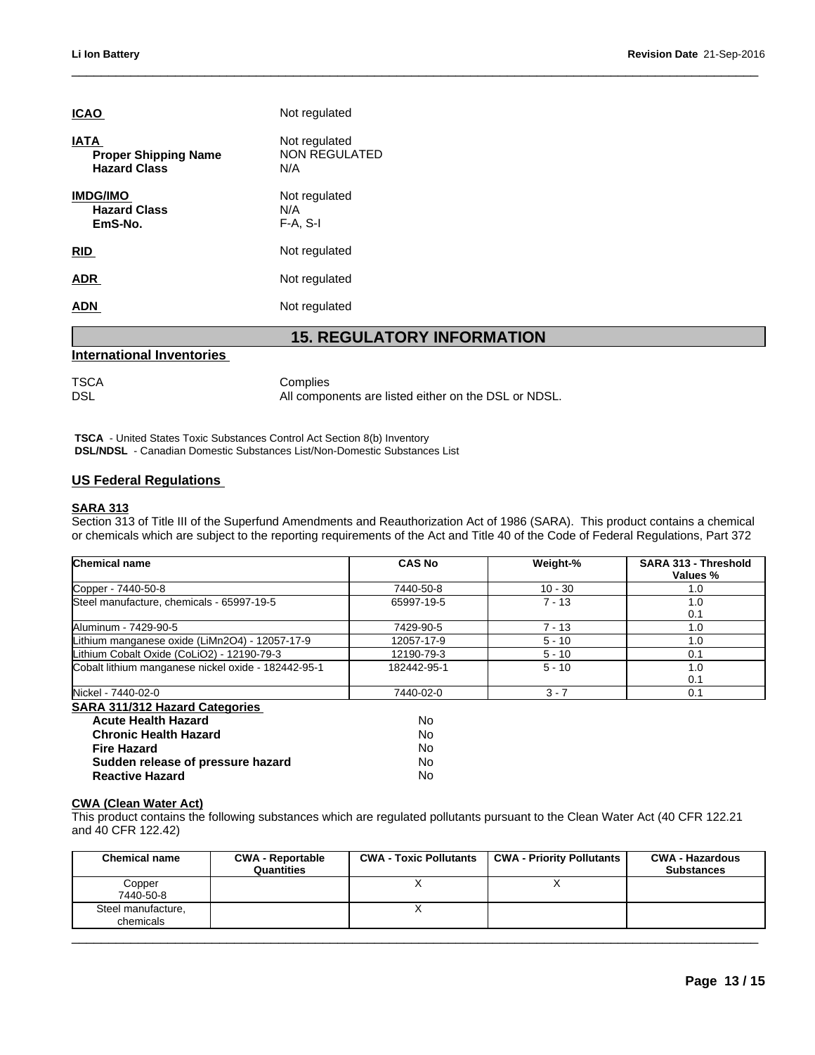**ICAO** Not regulated

**IATA** Not regulated
**Proper Shipping Name** NON REGULATED
**Hazard Class** N/A

**IMDG/IMO** Not regulated
**Hazard Class** N/A
**EmS-No.** F-A, S-I

**RID** Not regulated

**ADR** Not regulated

**ADN** Not regulated

# 15. REGULATORY INFORMATION

## International Inventories

TSCA Complies
DSL All components are listed either on the DSL or NDSL.

**TSCA** - United States Toxic Substances Control Act Section 8(b) Inventory
**DSL/NDSL** - Canadian Domestic Substances List/Non-Domestic Substances List

## US Federal Regulations

### SARA 313

Section 313 of Title III of the Superfund Amendments and Reauthorization Act of 1986 (SARA). This product contains a chemical or chemicals which are subject to the reporting requirements of the Act and Title 40 of the Code of Federal Regulations, Part 372

| Chemical name | CAS No | Weight-% | SARA 313 - Threshold Values % |
|---|---|---|---|
| Copper - 7440-50-8 | 7440-50-8 | 10 - 30 | 1.0 |
| Steel manufacture, chemicals - 65997-19-5 | 65997-19-5 | 7 - 13 | 1.0<br>0.1 |
| Aluminum - 7429-90-5 | 7429-90-5 | 7 - 13 | 1.0 |
| Lithium manganese oxide (LiMn2O4) - 12057-17-9 | 12057-17-9 | 5 - 10 | 1.0 |
| Lithium Cobalt Oxide (CoLiO2) - 12190-79-3 | 12190-79-3 | 5 - 10 | 0.1 |
| Cobalt lithium manganese nickel oxide - 182442-95-1 | 182442-95-1 | 5 - 10 | 1.0<br>0.1 |
| Nickel - 7440-02-0 | 7440-02-0 | 3 - 7 | 0.1 |

### SARA 311/312 Hazard Categories

| | |
|---|---|
| **Acute Health Hazard** | No |
| **Chronic Health Hazard** | No |
| **Fire Hazard** | No |
| **Sudden release of pressure hazard** | No |
| **Reactive Hazard** | No |

### CWA (Clean Water Act)

This product contains the following substances which are regulated pollutants pursuant to the Clean Water Act (40 CFR 122.21 and 40 CFR 122.42)

| Chemical name | CWA - Reportable Quantities | CWA - Toxic Pollutants | CWA - Priority Pollutants | CWA - Hazardous Substances |
|---|---|---|---|---|
| Copper<br>7440-50-8 | | X | X | |
| Steel manufacture, chemicals | | X | | |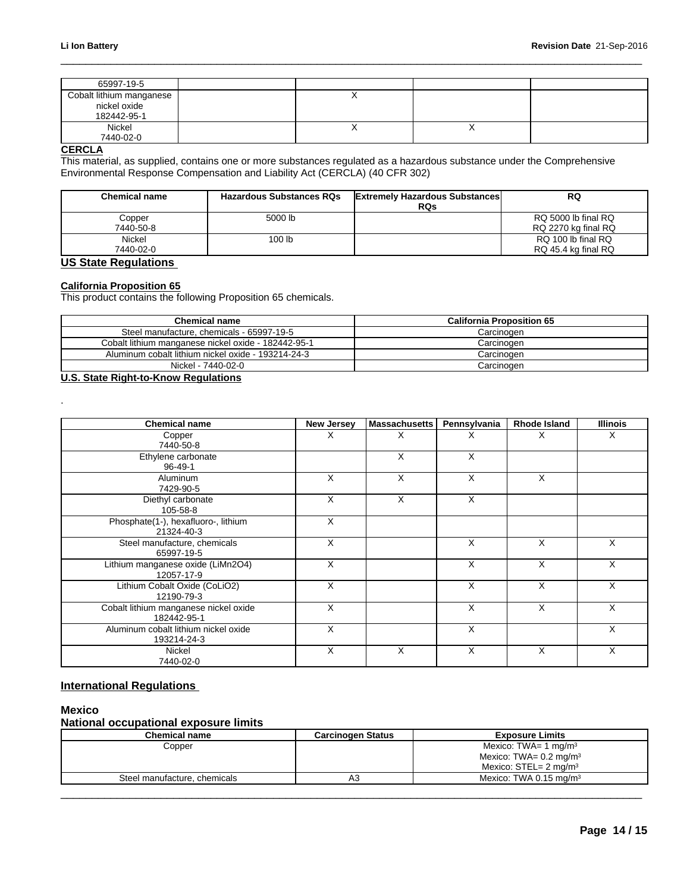| | | | | |
|---|---|---|---|---|
| 65997-19-5 | | | | |
| Cobalt lithium manganese nickel oxide 182442-95-1 | | X | | |
| Nickel 7440-02-0 | | X | X | |

**CERCLA**

This material, as supplied, contains one or more substances regulated as a hazardous substance under the Comprehensive Environmental Response Compensation and Liability Act (CERCLA) (40 CFR 302)

| Chemical name | Hazardous Substances RQs | Extremely Hazardous Substances RQs | RQ |
|---|---|---|---|
| Copper 7440-50-8 | 5000 lb | | RQ 5000 lb final RQ RQ 2270 kg final RQ |
| Nickel 7440-02-0 | 100 lb | | RQ 100 lb final RQ RQ 45.4 kg final RQ |

## US State Regulations

**California Proposition 65**

This product contains the following Proposition 65 chemicals.

| Chemical name | California Proposition 65 |
|---|---|
| Steel manufacture, chemicals - 65997-19-5 | Carcinogen |
| Cobalt lithium manganese nickel oxide - 182442-95-1 | Carcinogen |
| Aluminum cobalt lithium nickel oxide - 193214-24-3 | Carcinogen |
| Nickel - 7440-02-0 | Carcinogen |

**U.S. State Right-to-Know Regulations**

.

| Chemical name | New Jersey | Massachusetts | Pennsylvania | Rhode Island | Illinois |
|---|---|---|---|---|---|
| Copper 7440-50-8 | X | X | X | X | X |
| Ethylene carbonate 96-49-1 | | X | X | | |
| Aluminum 7429-90-5 | X | X | X | X | |
| Diethyl carbonate 105-58-8 | X | X | X | | |
| Phosphate(1-), hexafluoro-, lithium 21324-40-3 | X | | | | |
| Steel manufacture, chemicals 65997-19-5 | X | | X | X | X |
| Lithium manganese oxide (LiMn2O4) 12057-17-9 | X | | X | X | X |
| Lithium Cobalt Oxide (CoLiO2) 12190-79-3 | X | | X | X | X |
| Cobalt lithium manganese nickel oxide 182442-95-1 | X | | X | X | X |
| Aluminum cobalt lithium nickel oxide 193214-24-3 | X | | X | | X |
| Nickel 7440-02-0 | X | X | X | X | X |

## International Regulations

**Mexico**

**National occupational exposure limits**

| Chemical name | Carcinogen Status | Exposure Limits |
|---|---|---|
| Copper | | Mexico: TWA= 1 mg/m³ Mexico: TWA= 0.2 mg/m³ Mexico: STEL= 2 mg/m³ |
| Steel manufacture, chemicals | A3 | Mexico: TWA 0.15 mg/m³ |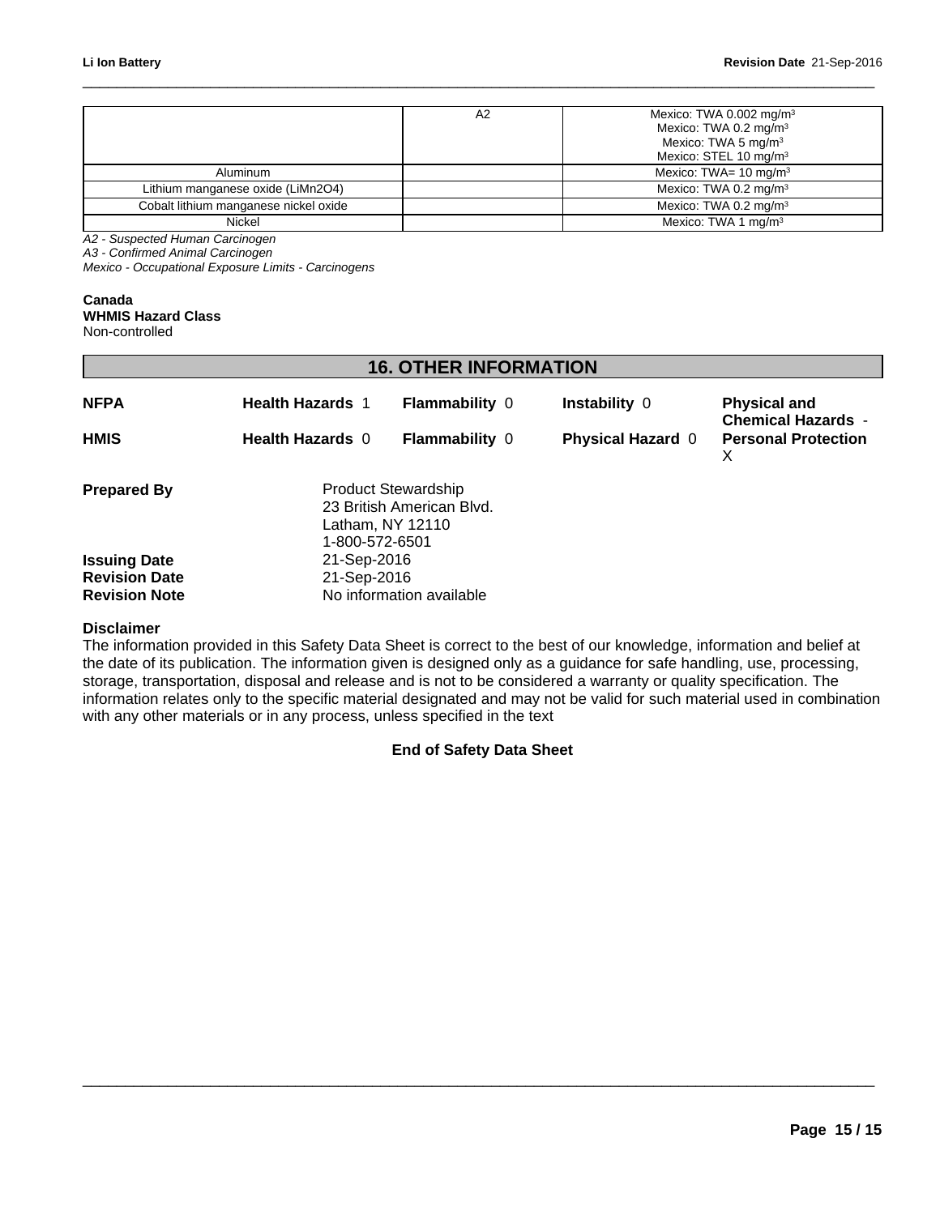| | | |
|---|---|---|
| | A2 | Mexico: TWA 0.002 mg/m³<br>Mexico: TWA 0.2 mg/m³<br>Mexico: TWA 5 mg/m³<br>Mexico: STEL 10 mg/m³ |
| Aluminum | | Mexico: TWA= 10 mg/m³ |
| Lithium manganese oxide ($LiMn_2O_4$) | | Mexico: TWA 0.2 mg/m³ |
| Cobalt lithium manganese nickel oxide | | Mexico: TWA 0.2 mg/m³ |
| Nickel | | Mexico: TWA 1 mg/m³ |

*A2 - Suspected Human Carcinogen*
*A3 - Confirmed Animal Carcinogen*
*Mexico - Occupational Exposure Limits - Carcinogens*

**Canada**
**WHMIS Hazard Class**
Non-controlled

## 16. OTHER INFORMATION

| | | | | |
|---|---|---|---|---|
| **NFPA** | **Health Hazards** 1 | **Flammability** 0 | **Instability** 0 | **Physical and Chemical Hazards** - |
| **HMIS** | **Health Hazards** 0 | **Flammability** 0 | **Physical Hazard** 0 | **Personal Protection** X |

**Prepared By** Product Stewardship
23 British American Blvd.
Latham, NY 12110
1-800-572-6501

**Issuing Date** 21-Sep-2016
**Revision Date** 21-Sep-2016
**Revision Note** No information available

**Disclaimer**
The information provided in this Safety Data Sheet is correct to the best of our knowledge, information and belief at the date of its publication. The information given is designed only as a guidance for safe handling, use, processing, storage, transportation, disposal and release and is not to be considered a warranty or quality specification. The information relates only to the specific material designated and may not be valid for such material used in combination with any other materials or in any process, unless specified in the text

**End of Safety Data Sheet**